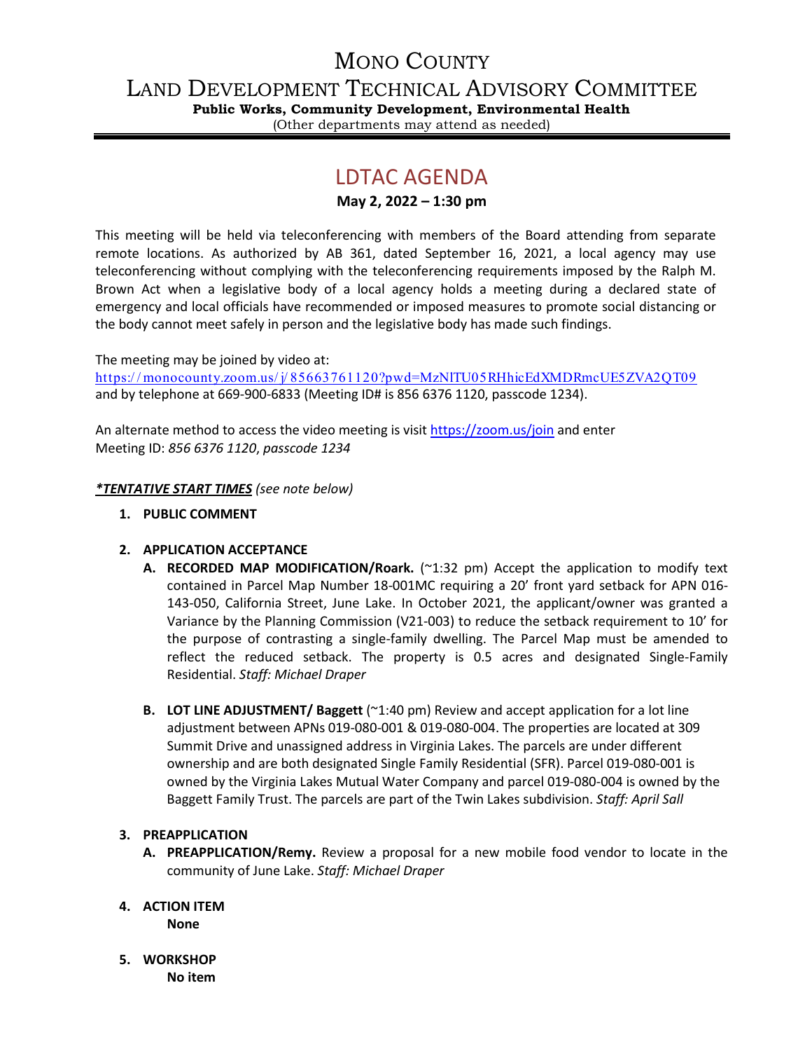# MONO COUNTY

# LAND DEVELOPMENT TECHNICAL ADVISORY COMMITTEE

**Public Works, Community Development, Environmental Health**

(Other departments may attend as needed)

## LDTAC AGENDA

**May 2, 2022 – 1:30 pm**

This meeting will be held via teleconferencing with members of the Board attending from separate remote locations. As authorized by AB 361, dated September 16, 2021, a local agency may use teleconferencing without complying with the teleconferencing requirements imposed by the Ralph M. Brown Act when a legislative body of a local agency holds a meeting during a declared state of emergency and local officials have recommended or imposed measures to promote social distancing or the body cannot meet safely in person and the legislative body has made such findings.

The meeting may be joined by video at:
https://monocounty.zoom.us/j/85663761120?pwd=MzNlTU05RHhicEdXMDRmcUE5ZVA2QT09
and by telephone at 669-900-6833 (Meeting ID# is 856 6376 1120, passcode 1234).

An alternate method to access the video meeting is visit https://zoom.us/join and enter
Meeting ID: *856 6376 1120*, *passcode 1234*

***TENTATIVE START TIMES*** *(see note below)*

1. **PUBLIC COMMENT**

2. **APPLICATION ACCEPTANCE**
   - **A. RECORDED MAP MODIFICATION/Roark.** (~1:32 pm) Accept the application to modify text contained in Parcel Map Number 18-001MC requiring a 20' front yard setback for APN 016-143-050, California Street, June Lake. In October 2021, the applicant/owner was granted a Variance by the Planning Commission (V21-003) to reduce the setback requirement to 10' for the purpose of contrasting a single-family dwelling. The Parcel Map must be amended to reflect the reduced setback. The property is 0.5 acres and designated Single-Family Residential. *Staff: Michael Draper*
   - **B. LOT LINE ADJUSTMENT/ Baggett** (~1:40 pm) Review and accept application for a lot line adjustment between APNs 019-080-001 & 019-080-004. The properties are located at 309 Summit Drive and unassigned address in Virginia Lakes. The parcels are under different ownership and are both designated Single Family Residential (SFR). Parcel 019-080-001 is owned by the Virginia Lakes Mutual Water Company and parcel 019-080-004 is owned by the Baggett Family Trust. The parcels are part of the Twin Lakes subdivision. *Staff: April Sall*

3. **PREAPPLICATION**
   - **A. PREAPPLICATION/Remy.** Review a proposal for a new mobile food vendor to locate in the community of June Lake. *Staff: Michael Draper*

4. **ACTION ITEM**
   **None**

5. **WORKSHOP**
   **No item**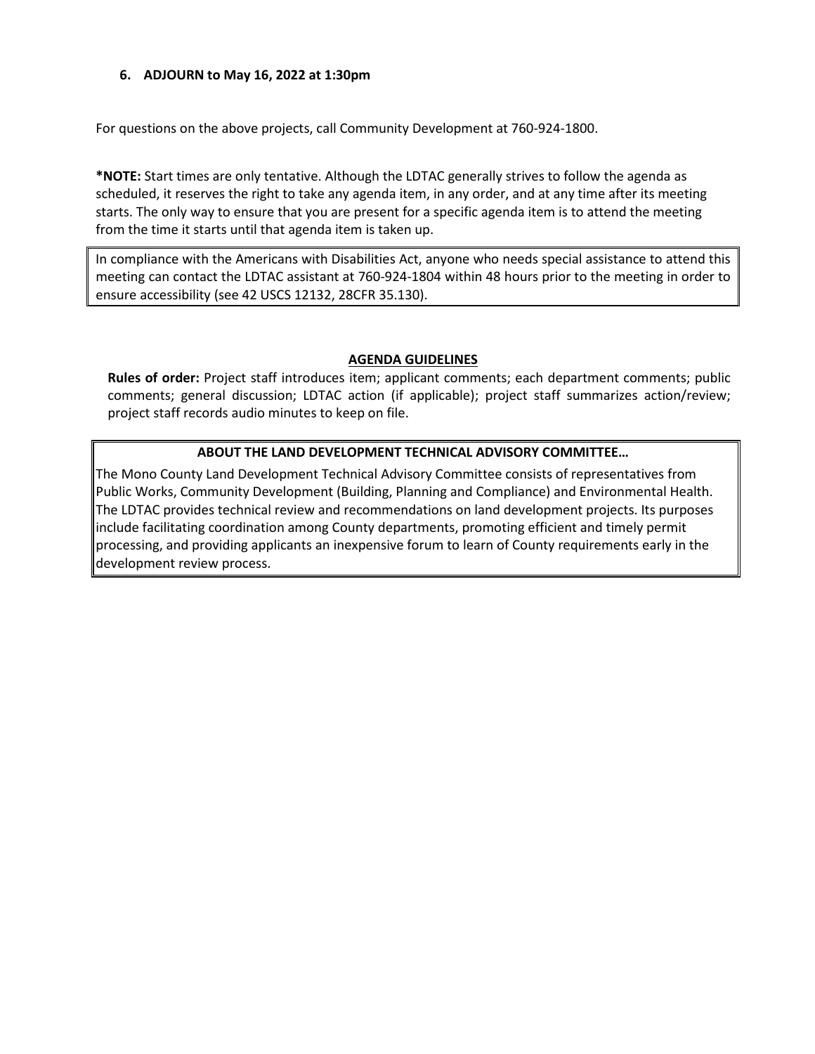**6. ADJOURN to May 16, 2022 at 1:30pm**

For questions on the above projects, call Community Development at 760-924-1800.

***NOTE:** Start times are only tentative. Although the LDTAC generally strives to follow the agenda as scheduled, it reserves the right to take any agenda item, in any order, and at any time after its meeting starts. The only way to ensure that you are present for a specific agenda item is to attend the meeting from the time it starts until that agenda item is taken up.

In compliance with the Americans with Disabilities Act, anyone who needs special assistance to attend this meeting can contact the LDTAC assistant at 760-924-1804 within 48 hours prior to the meeting in order to ensure accessibility (see 42 USCS 12132, 28CFR 35.130).

## AGENDA GUIDELINES

**Rules of order:** Project staff introduces item; applicant comments; each department comments; public comments; general discussion; LDTAC action (if applicable); project staff summarizes action/review; project staff records audio minutes to keep on file.

**ABOUT THE LAND DEVELOPMENT TECHNICAL ADVISORY COMMITTEE…**

The Mono County Land Development Technical Advisory Committee consists of representatives from Public Works, Community Development (Building, Planning and Compliance) and Environmental Health. The LDTAC provides technical review and recommendations on land development projects. Its purposes include facilitating coordination among County departments, promoting efficient and timely permit processing, and providing applicants an inexpensive forum to learn of County requirements early in the development review process.